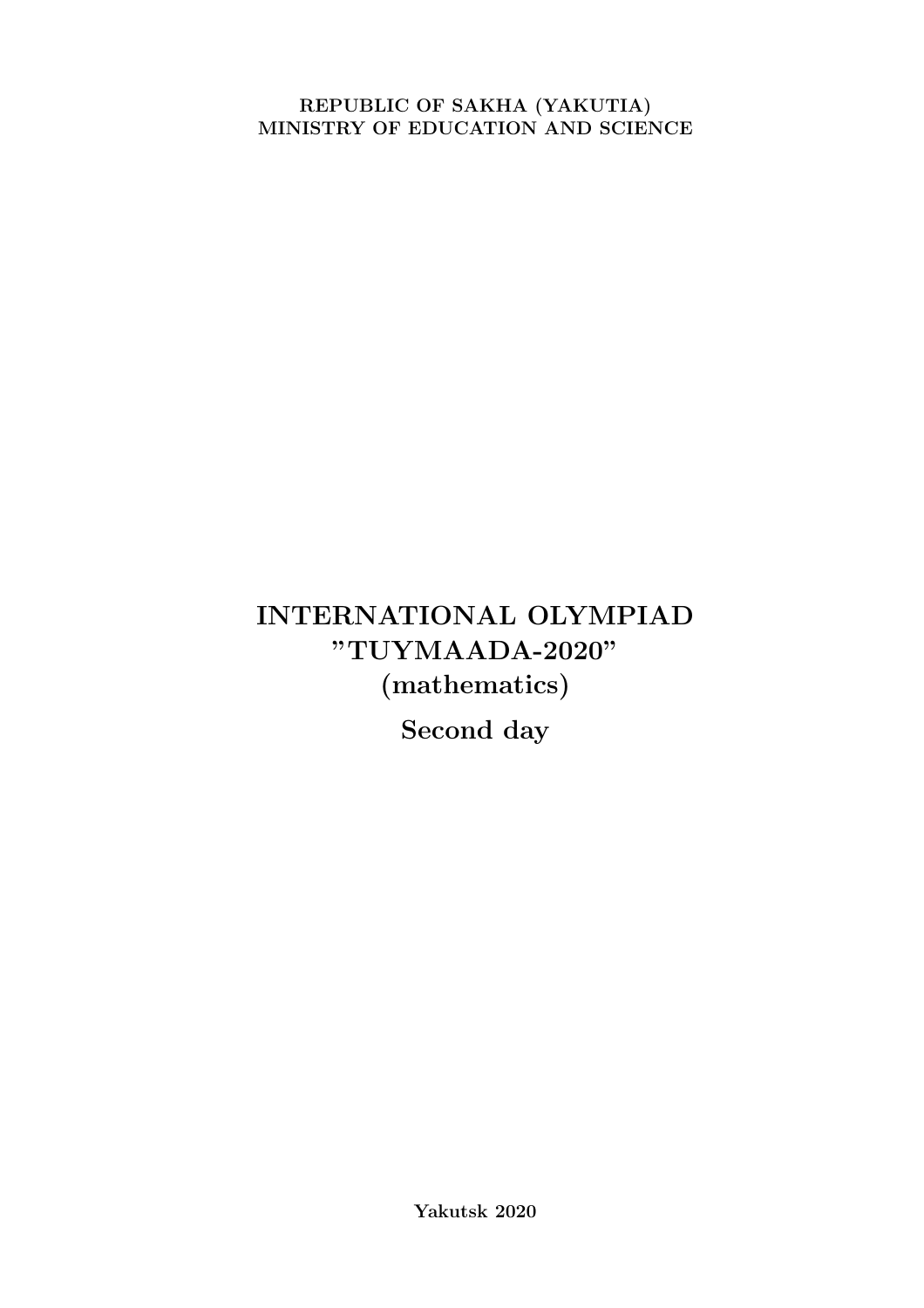REPUBLIC OF SAKHA (YAKUTIA)
MINISTRY OF EDUCATION AND SCIENCE

# INTERNATIONAL OLYMPIAD "TUYMAADA-2020" (mathematics)

## Second day

**Yakutsk 2020**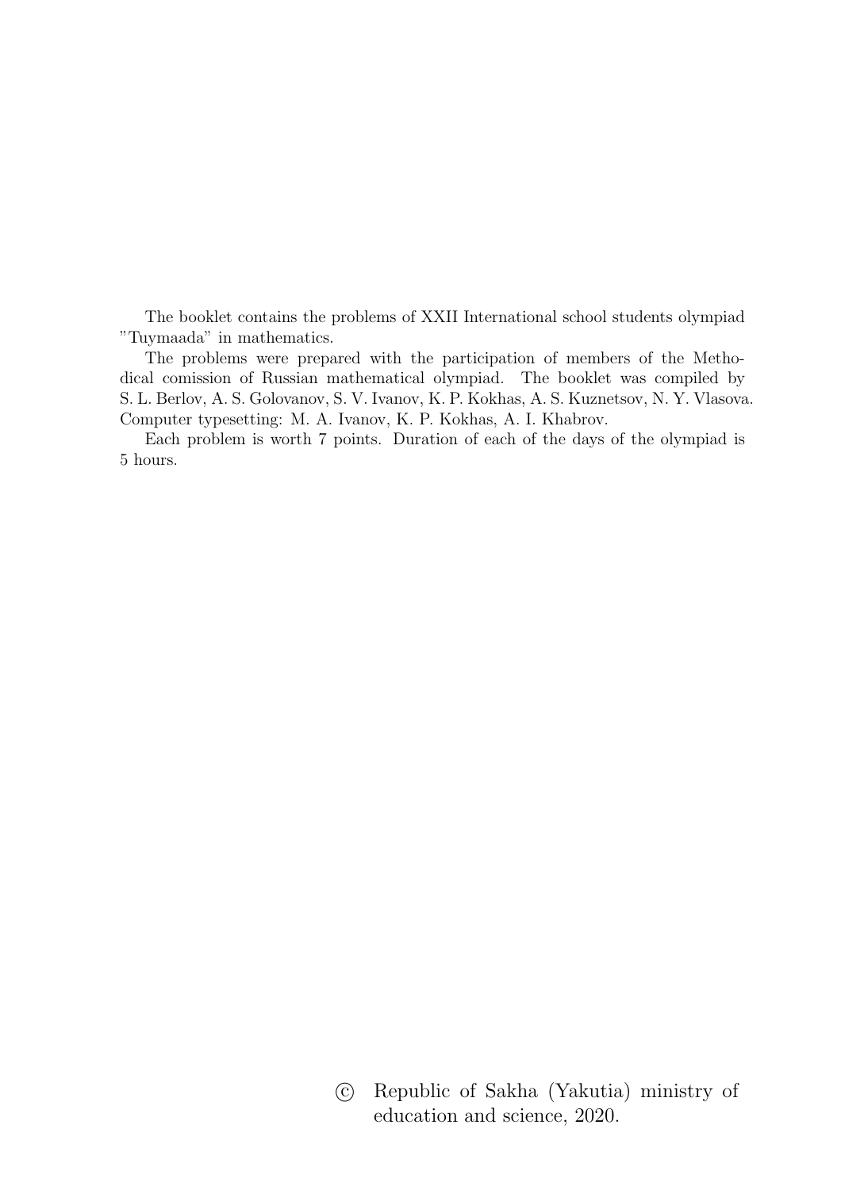The booklet contains the problems of XXII International school students olympiad "Tuymaada" in mathematics.

The problems were prepared with the participation of members of the Methodical comission of Russian mathematical olympiad. The booklet was compiled by S. L. Berlov, A. S. Golovanov, S. V. Ivanov, K. P. Kokhas, A. S. Kuznetsov, N. Y. Vlasova. Computer typesetting: M. A. Ivanov, K. P. Kokhas, A. I. Khabrov.

Each problem is worth 7 points. Duration of each of the days of the olympiad is 5 hours.

© Republic of Sakha (Yakutia) ministry of education and science, 2020.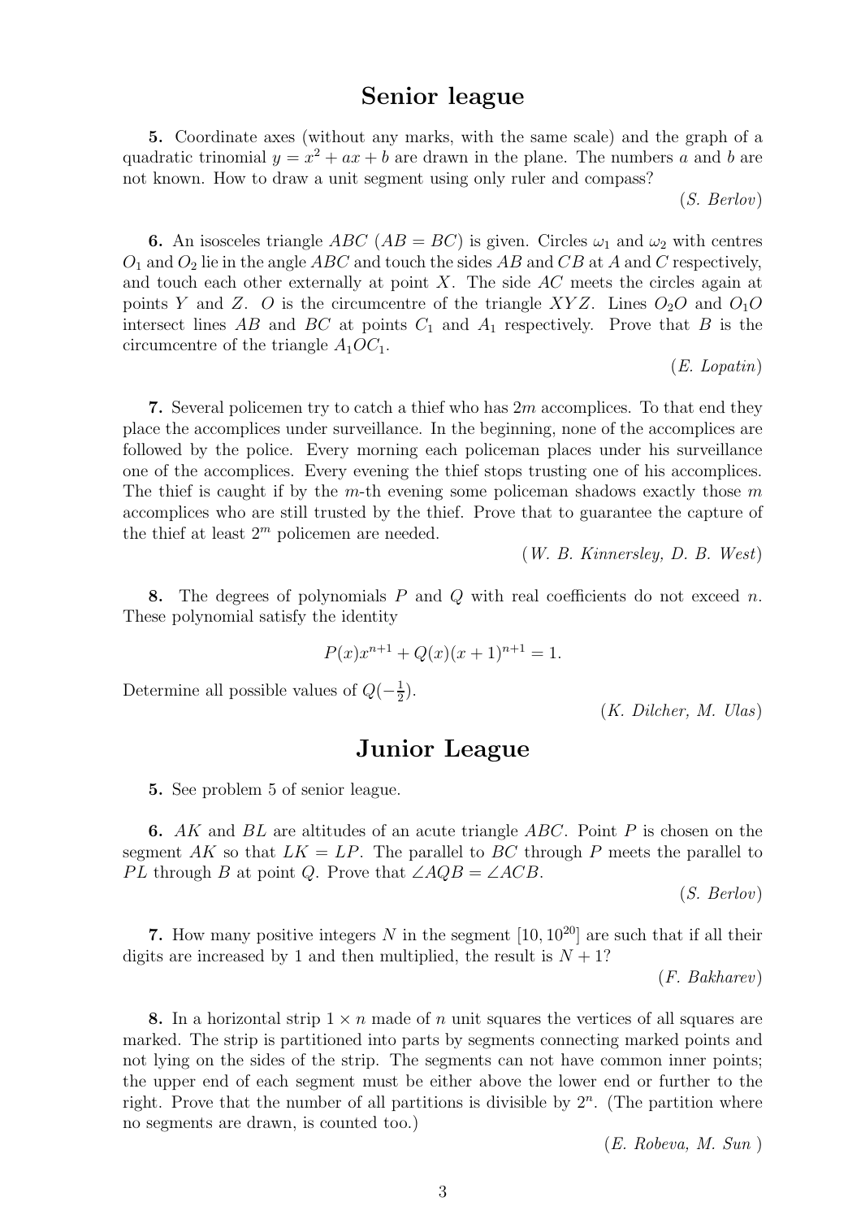# Senior league

**5.** Coordinate axes (without any marks, with the same scale) and the graph of a quadratic trinomial $y = x^2 + ax + b$ are drawn in the plane. The numbers $a$ and $b$ are not known. How to draw a unit segment using only ruler and compass?

(*S. Berlov*)

**6.** An isosceles triangle $ABC$ ($AB = BC$) is given. Circles $\omega_1$ and $\omega_2$ with centres $O_1$ and $O_2$ lie in the angle $ABC$ and touch the sides $AB$ and $CB$ at $A$ and $C$ respectively, and touch each other externally at point $X$. The side $AC$ meets the circles again at points $Y$ and $Z$. $O$ is the circumcentre of the triangle $XYZ$. Lines $O_2O$ and $O_1O$ intersect lines $AB$ and $BC$ at points $C_1$ and $A_1$ respectively. Prove that $B$ is the circumcentre of the triangle $A_1OC_1$.

(*E. Lopatin*)

**7.** Several policemen try to catch a thief who has $2m$ accomplices. To that end they place the accomplices under surveillance. In the beginning, none of the accomplices are followed by the police. Every morning each policeman places under his surveillance one of the accomplices. Every evening the thief stops trusting one of his accomplices. The thief is caught if by the $m$-th evening some policeman shadows exactly those $m$ accomplices who are still trusted by the thief. Prove that to guarantee the capture of the thief at least $2^m$ policemen are needed.

(*W. B. Kinnersley, D. B. West*)

**8.** The degrees of polynomials $P$ and $Q$ with real coefficients do not exceed $n$. These polynomial satisfy the identity

$$P(x)x^{n+1} + Q(x)(x+1)^{n+1} = 1.$$

Determine all possible values of $Q(-\frac{1}{2})$.

(*K. Dilcher, M. Ulas*)

# Junior League

**5.** See problem 5 of senior league.

**6.** $AK$ and $BL$ are altitudes of an acute triangle $ABC$. Point $P$ is chosen on the segment $AK$ so that $LK = LP$. The parallel to $BC$ through $P$ meets the parallel to $PL$ through $B$ at point $Q$. Prove that $\angle AQB = \angle ACB$.

(*S. Berlov*)

**7.** How many positive integers $N$ in the segment $[10, 10^{20}]$ are such that if all their digits are increased by 1 and then multiplied, the result is $N + 1$?

(*F. Bakharev*)

**8.** In a horizontal strip $1 \times n$ made of $n$ unit squares the vertices of all squares are marked. The strip is partitioned into parts by segments connecting marked points and not lying on the sides of the strip. The segments can not have common inner points; the upper end of each segment must be either above the lower end or further to the right. Prove that the number of all partitions is divisible by $2^n$. (The partition where no segments are drawn, is counted too.)

(*E. Robeva, M. Sun* )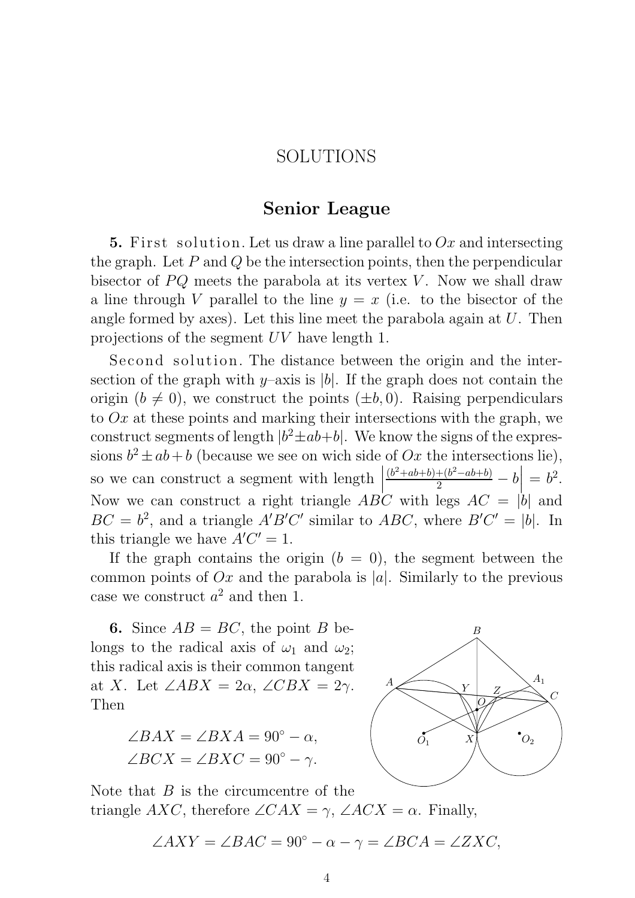# SOLUTIONS

## Senior League

**5.** First solution. Let us draw a line parallel to $Ox$ and intersecting the graph. Let $P$ and $Q$ be the intersection points, then the perpendicular bisector of $PQ$ meets the parabola at its vertex $V$. Now we shall draw a line through $V$ parallel to the line $y = x$ (i.e. to the bisector of the angle formed by axes). Let this line meet the parabola again at $U$. Then projections of the segment $UV$ have length 1.

Second solution. The distance between the origin and the intersection of the graph with $y$–axis is $|b|$. If the graph does not contain the origin ($b \neq 0$), we construct the points $(\pm b, 0)$. Raising perpendiculars to $Ox$ at these points and marking their intersections with the graph, we construct segments of length $|b^2 \pm ab + b|$. We know the signs of the expressions $b^2 \pm ab + b$ (because we see on wich side of $Ox$ the intersections lie), so we can construct a segment with length $\left|\frac{(b^2+ab+b)+(b^2-ab+b)}{2} - b\right| = b^2$. Now we can construct a right triangle $ABC$ with legs $AC = |b|$ and $BC = b^2$, and a triangle $A'B'C'$ similar to $ABC$, where $B'C' = |b|$. In this triangle we have $A'C' = 1$.

If the graph contains the origin ($b = 0$), the segment between the common points of $Ox$ and the parabola is $|a|$. Similarly to the previous case we construct $a^2$ and then 1.

**6.** Since $AB = BC$, the point $B$ belongs to the radical axis of $\omega_1$ and $\omega_2$; this radical axis is their common tangent at $X$. Let $\angle ABX = 2\alpha$, $\angle CBX = 2\gamma$. Then

$$\angle BAX = \angle BXA = 90^\circ - \alpha,$$
$$\angle BCX = \angle BXC = 90^\circ - \gamma.$$

Note that $B$ is the circumcentre of the triangle $AXC$, therefore $\angle CAX = \gamma$, $\angle ACX = \alpha$. Finally,

$$\angle AXY = \angle BAC = 90^\circ - \alpha - \gamma = \angle BCA = \angle ZXC,$$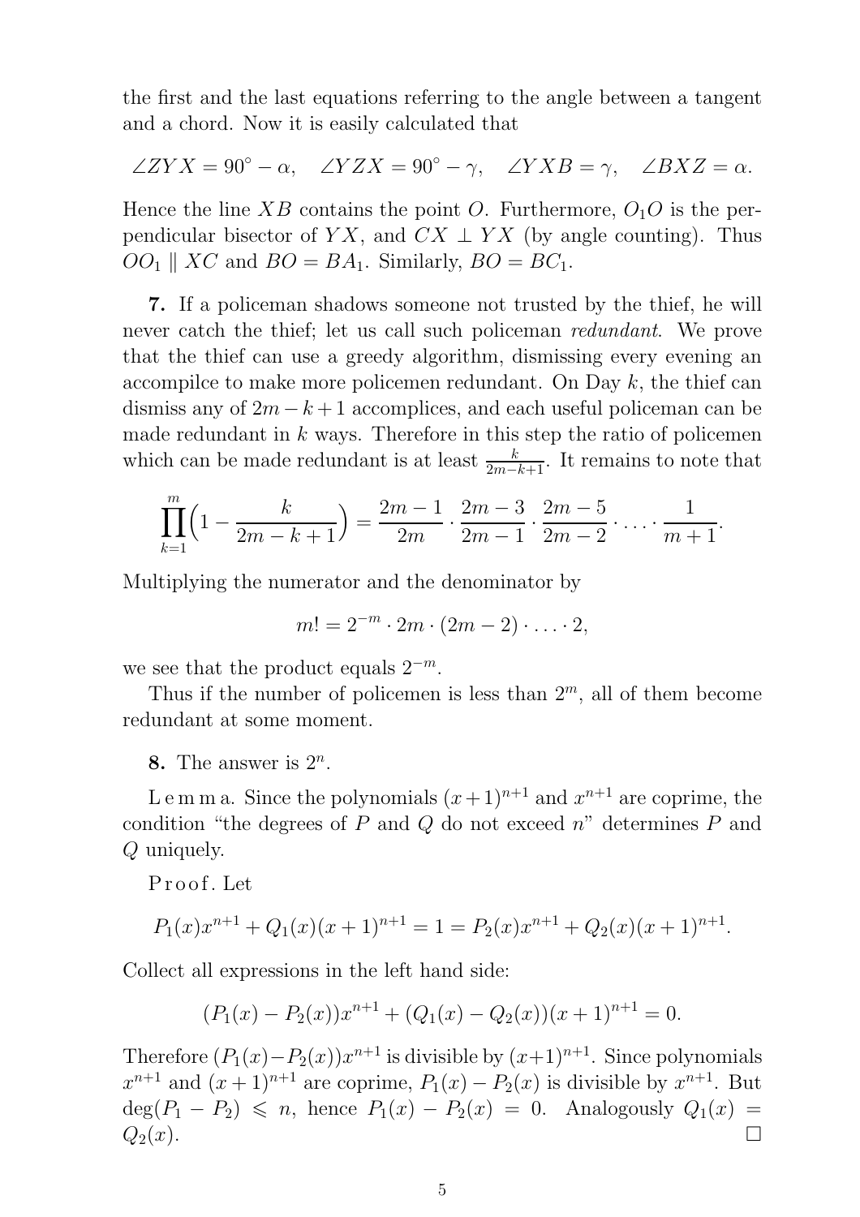the first and the last equations referring to the angle between a tangent and a chord. Now it is easily calculated that

$$\angle ZYX = 90^\circ - \alpha, \quad \angle YZX = 90^\circ - \gamma, \quad \angle YXB = \gamma, \quad \angle BXZ = \alpha.$$

Hence the line $XB$ contains the point $O$. Furthermore, $O_1O$ is the perpendicular bisector of $YX$, and $CX \perp YX$ (by angle counting). Thus $OO_1 \parallel XC$ and $BO = BA_1$. Similarly, $BO = BC_1$.

**7.** If a policeman shadows someone not trusted by the thief, he will never catch the thief; let us call such policeman *redundant*. We prove that the thief can use a greedy algorithm, dismissing every evening an accompilce to make more policemen redundant. On Day $k$, the thief can dismiss any of $2m-k+1$ accomplices, and each useful policeman can be made redundant in $k$ ways. Therefore in this step the ratio of policemen which can be made redundant is at least $\frac{k}{2m-k+1}$. It remains to note that

$$\prod_{k=1}^{m}\Big(1-\frac{k}{2m-k+1}\Big) = \frac{2m-1}{2m}\cdot\frac{2m-3}{2m-1}\cdot\frac{2m-5}{2m-2}\cdot\ldots\cdot\frac{1}{m+1}.$$

Multiplying the numerator and the denominator by

$$m! = 2^{-m}\cdot 2m\cdot(2m-2)\cdot\ldots\cdot 2,$$

we see that the product equals $2^{-m}$.

Thus if the number of policemen is less than $2^m$, all of them become redundant at some moment.

**8.** The answer is $2^n$.

L e m m a. Since the polynomials $(x+1)^{n+1}$ and $x^{n+1}$ are coprime, the condition "the degrees of $P$ and $Q$ do not exceed $n$" determines $P$ and $Q$ uniquely.

P r o o f. Let

$$P_1(x)x^{n+1} + Q_1(x)(x+1)^{n+1} = 1 = P_2(x)x^{n+1} + Q_2(x)(x+1)^{n+1}.$$

Collect all expressions in the left hand side:

$$(P_1(x)-P_2(x))x^{n+1} + (Q_1(x)-Q_2(x))(x+1)^{n+1} = 0.$$

Therefore $(P_1(x)-P_2(x))x^{n+1}$ is divisible by $(x+1)^{n+1}$. Since polynomials $x^{n+1}$ and $(x+1)^{n+1}$ are coprime, $P_1(x)-P_2(x)$ is divisible by $x^{n+1}$. But $\deg(P_1-P_2) \leqslant n$, hence $P_1(x)-P_2(x) = 0$. Analogously $Q_1(x) = Q_2(x)$. $\square$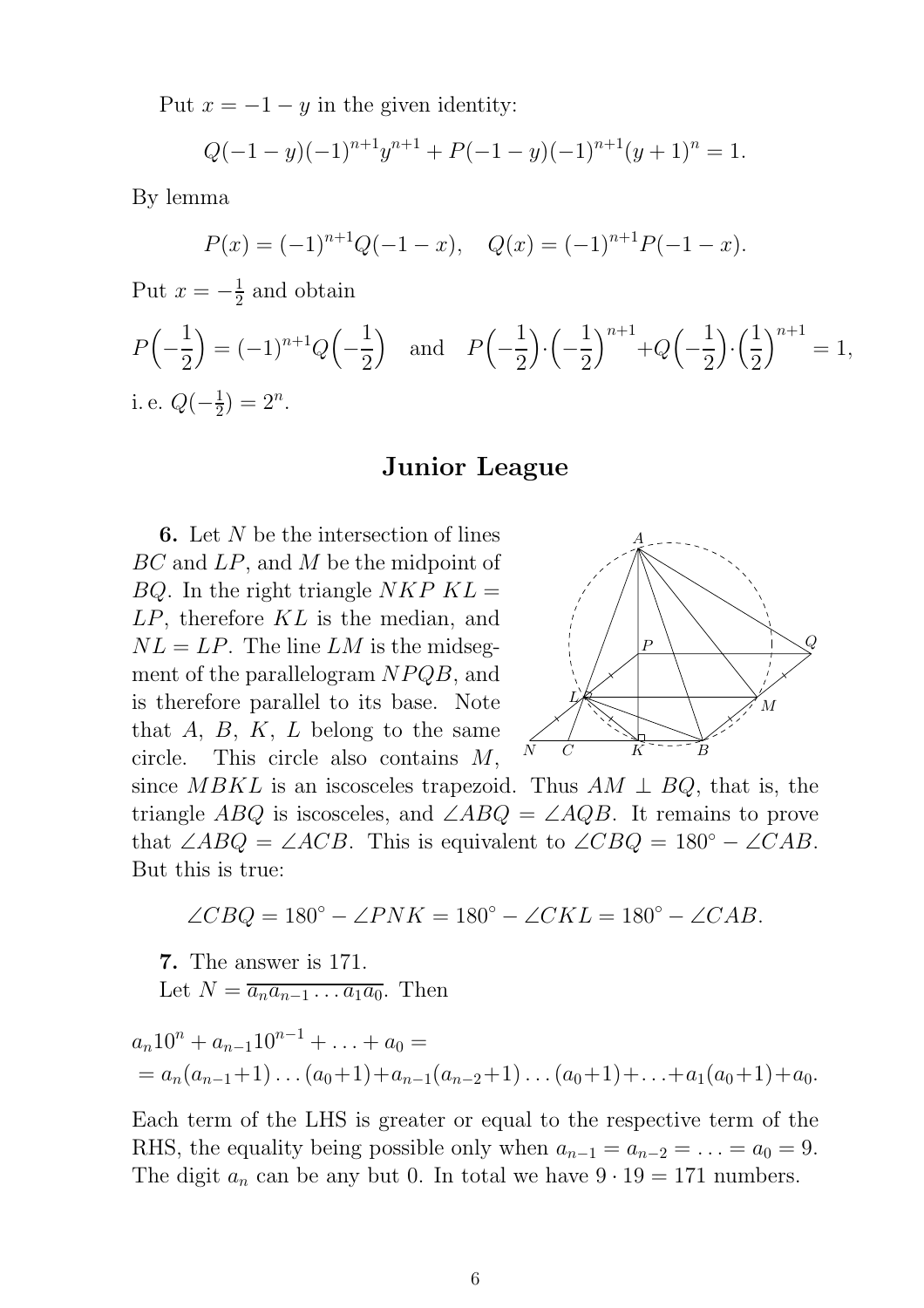Put $x = -1 - y$ in the given identity:

$$Q(-1-y)(-1)^{n+1}y^{n+1} + P(-1-y)(-1)^{n+1}(y+1)^n = 1.$$

By lemma

$$P(x) = (-1)^{n+1}Q(-1-x), \quad Q(x) = (-1)^{n+1}P(-1-x).$$

Put $x = -\frac{1}{2}$ and obtain

$$P\Big(-\frac{1}{2}\Big) = (-1)^{n+1}Q\Big(-\frac{1}{2}\Big) \quad \text{and} \quad P\Big(-\frac{1}{2}\Big)\cdot\Big(-\frac{1}{2}\Big)^{n+1} + Q\Big(-\frac{1}{2}\Big)\cdot\Big(\frac{1}{2}\Big)^{n+1} = 1,$$

i. e. $Q(-\frac{1}{2}) = 2^n$.

## Junior League

**6.** Let $N$ be the intersection of lines $BC$ and $LP$, and $M$ be the midpoint of $BQ$. In the right triangle $NKP$ $KL = LP$, therefore $KL$ is the median, and $NL = LP$. The line $LM$ is the midsegment of the parallelogram $NPQB$, and is therefore parallel to its base. Note that $A$, $B$, $K$, $L$ belong to the same circle. This circle also contains $M$, since $MBKL$ is an iscosceles trapezoid. Thus $AM \perp BQ$, that is, the triangle $ABQ$ is iscosceles, and $\angle ABQ = \angle AQB$. It remains to prove that $\angle ABQ = \angle ACB$. This is equivalent to $\angle CBQ = 180^\circ - \angle CAB$. But this is true:

$$\angle CBQ = 180^\circ - \angle PNK = 180^\circ - \angle CKL = 180^\circ - \angle CAB.$$

**7.** The answer is 171.

Let $N = \overline{a_n a_{n-1} \ldots a_1 a_0}$. Then

$$a_n 10^n + a_{n-1}10^{n-1} + \ldots + a_0 =$$
$$= a_n(a_{n-1}+1)\ldots(a_0+1) + a_{n-1}(a_{n-2}+1)\ldots(a_0+1) + \ldots + a_1(a_0+1) + a_0.$$

Each term of the LHS is greater or equal to the respective term of the RHS, the equality being possible only when $a_{n-1} = a_{n-2} = \ldots = a_0 = 9$. The digit $a_n$ can be any but 0. In total we have $9 \cdot 19 = 171$ numbers.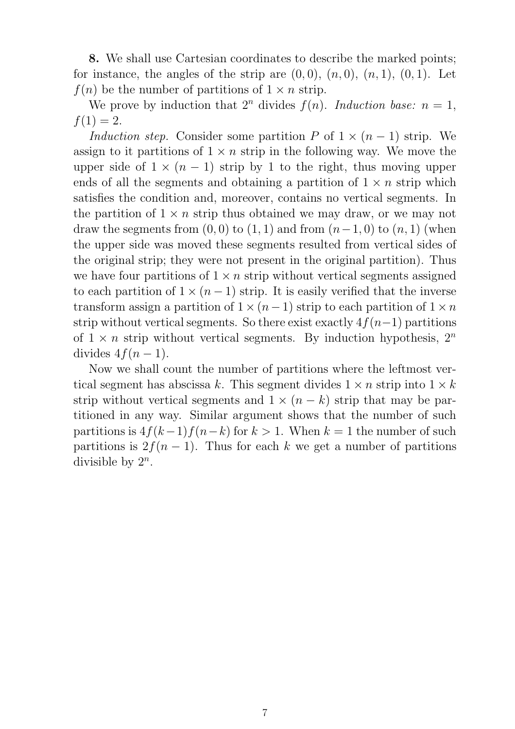**8.** We shall use Cartesian coordinates to describe the marked points; for instance, the angles of the strip are $(0, 0)$, $(n, 0)$, $(n, 1)$, $(0, 1)$. Let $f(n)$ be the number of partitions of $1 \times n$ strip.

We prove by induction that $2^n$ divides $f(n)$. *Induction base:* $n = 1$, $f(1) = 2$.

*Induction step.* Consider some partition $P$ of $1 \times (n - 1)$ strip. We assign to it partitions of $1 \times n$ strip in the following way. We move the upper side of $1 \times (n - 1)$ strip by 1 to the right, thus moving upper ends of all the segments and obtaining a partition of $1 \times n$ strip which satisfies the condition and, moreover, contains no vertical segments. In the partition of $1 \times n$ strip thus obtained we may draw, or we may not draw the segments from $(0, 0)$ to $(1, 1)$ and from $(n-1, 0)$ to $(n, 1)$ (when the upper side was moved these segments resulted from vertical sides of the original strip; they were not present in the original partition). Thus we have four partitions of $1 \times n$ strip without vertical segments assigned to each partition of $1 \times (n-1)$ strip. It is easily verified that the inverse transform assign a partition of $1 \times (n-1)$ strip to each partition of $1 \times n$ strip without vertical segments. So there exist exactly $4f(n-1)$ partitions of $1 \times n$ strip without vertical segments. By induction hypothesis, $2^n$ divides $4f(n - 1)$.

Now we shall count the number of partitions where the leftmost vertical segment has abscissa $k$. This segment divides $1 \times n$ strip into $1 \times k$ strip without vertical segments and $1 \times (n - k)$ strip that may be partitioned in any way. Similar argument shows that the number of such partitions is $4f(k-1)f(n-k)$ for $k > 1$. When $k = 1$ the number of such partitions is $2f(n - 1)$. Thus for each $k$ we get a number of partitions divisible by $2^n$.